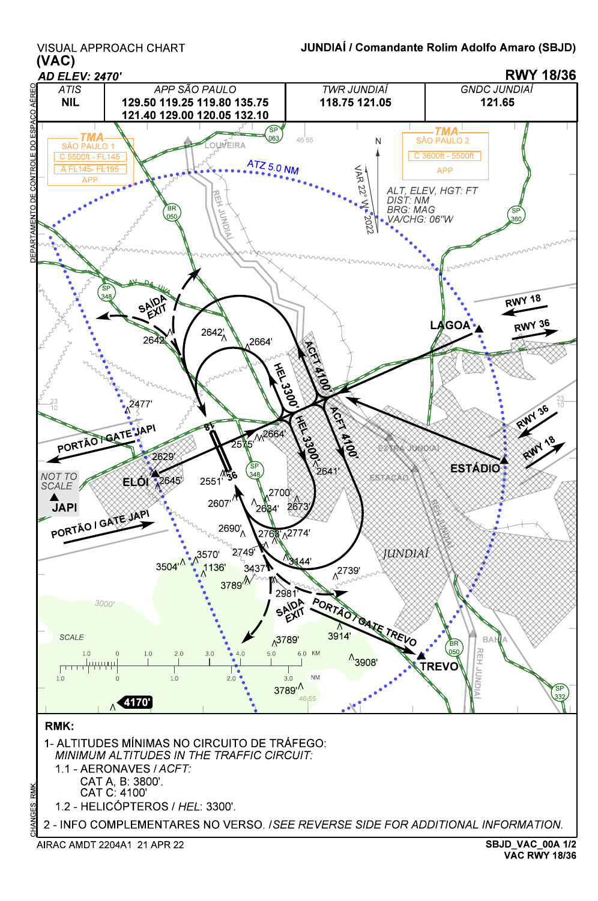VISUAL APPROACH CHART
**(VAC)**

***AD ELEV: 2470'***

**JUNDIAÍ / Comandante Rolim Adolfo Amaro (SBJD)**

**RWY 18/36**

| ATIS | APP SÃO PAULO | TWR JUNDIAÍ | GNDC JUNDIAÍ |
|---|---|---|---|
| NIL | 129.50 119.25 119.80 135.75 121.40 129.00 120.05 132.10 | 118.75 121.05 | 121.65 |

TMA SÃO PAULO 1
C 5500ft - FL145
A FL145- FL195
APP

TMA SÃO PAULO 2
C 3600ft - 5500ft
APP

ATZ 5.0 NM

ALT, ELEV, HGT: FT
DIST: NM
BRG: MAG
VA/CHG: 06"W

VAR 22° W 2022

NOT TO SCALE

**RMK:**

1- ALTITUDES MÍNIMAS NO CIRCUITO DE TRÁFEGO:
*MINIMUM ALTITUDES IN THE TRAFFIC CIRCUIT:*

1.1 - AERONAVES / *ACFT:*
CAT A, B: 3800'.
CAT C: 4100'

1.2 - HELICÓPTEROS / *HEL*: 3300'.

2 - INFO COMPLEMENTARES NO VERSO. /*SEE REVERSE SIDE FOR ADDITIONAL INFORMATION.*

AIRAC AMDT 2204A1 21 APR 22

**SBJD_VAC_00A 1/2**
**VAC RWY 18/36**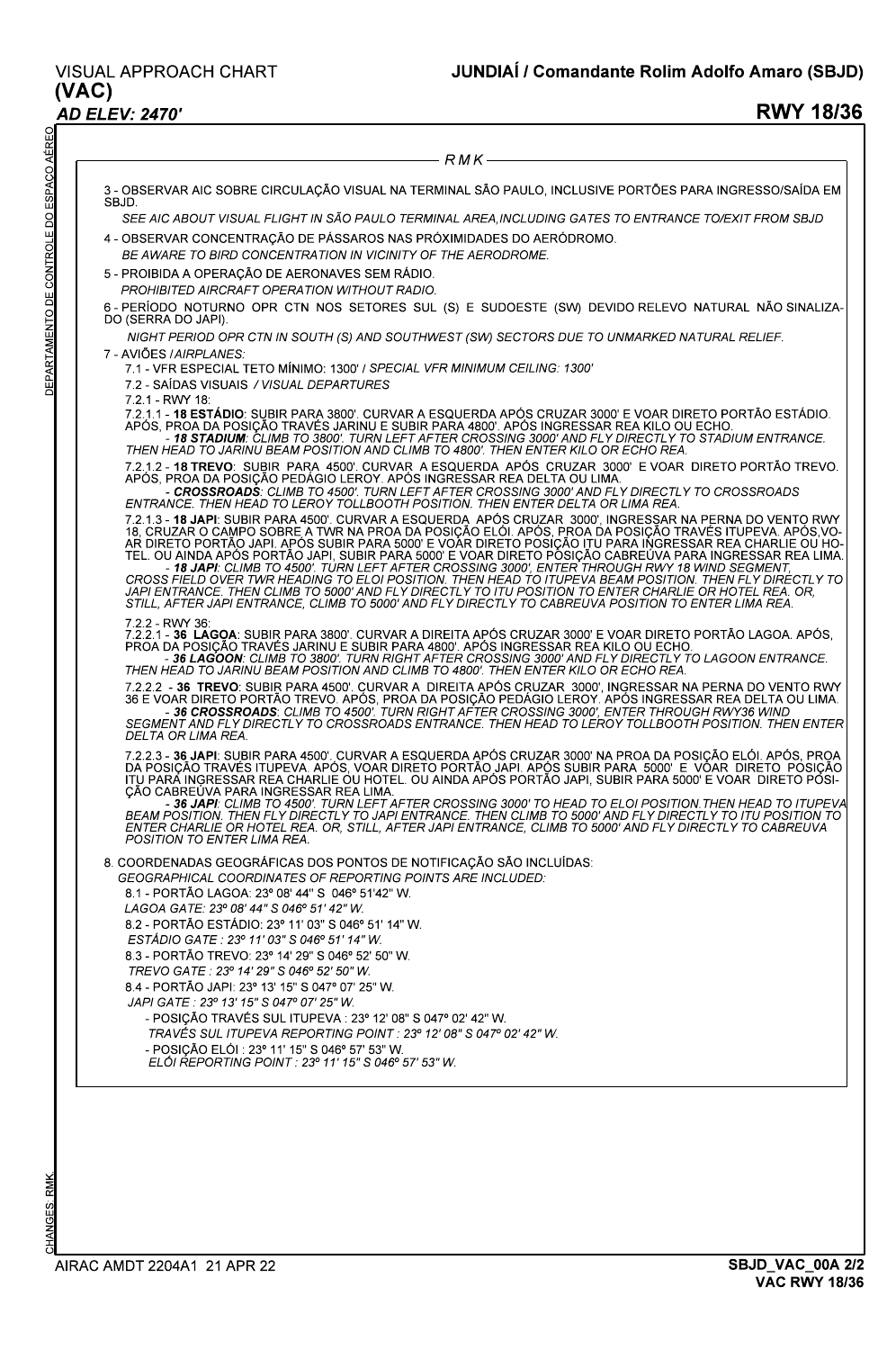VISUAL APPROACH CHART
**(VAC)**
*AD ELEV: 2470'*

**JUNDIAÍ / Comandante Rolim Adolfo Amaro (SBJD)**

**RWY 18/36**

*RMK*

3 - OBSERVAR AIC SOBRE CIRCULAÇÃO VISUAL NA TERMINAL SÃO PAULO, INCLUSIVE PORTÕES PARA INGRESSO/SAÍDA EM SBJD.

*SEE AIC ABOUT VISUAL FLIGHT IN SÃO PAULO TERMINAL AREA,INCLUDING GATES TO ENTRANCE TO/EXIT FROM SBJD*

4 - OBSERVAR CONCENTRAÇÃO DE PÁSSAROS NAS PRÓXIMIDADES DO AERÓDROMO.

*BE AWARE TO BIRD CONCENTRATION IN VICINITY OF THE AERODROME.*

5 - PROIBIDA A OPERAÇÃO DE AERONAVES SEM RÁDIO.

*PROHIBITED AIRCRAFT OPERATION WITHOUT RADIO.*

6 - PERÍODO NOTURNO OPR CTN NOS SETORES SUL (S) E SUDOESTE (SW) DEVIDO RELEVO NATURAL NÃO SINALIZADO (SERRA DO JAPI).

*NIGHT PERIOD OPR CTN IN SOUTH (S) AND SOUTHWEST (SW) SECTORS DUE TO UNMARKED NATURAL RELIEF.*

7 - AVIÕES / *AIRPLANES:*

7.1 - VFR ESPECIAL TETO MÍNIMO: 1300' / *SPECIAL VFR MINIMUM CEILING: 1300'*

7.2 - SAÍDAS VISUAIS / *VISUAL DEPARTURES*

7.2.1 - RWY 18:

7.2.1.1 - **18 ESTÁDIO**: SUBIR PARA 3800'. CURVAR A ESQUERDA APÓS CRUZAR 3000' E VOAR DIRETO PORTÃO ESTÁDIO. APÓS, PROA DA POSIÇÃO TRAVÉS JARINU E SUBIR PARA 4800'. APÓS INGRESSAR REA KILO OU ECHO.

*- **18 STADIUM**: CLIMB TO 3800'. TURN LEFT AFTER CROSSING 3000' AND FLY DIRECTLY TO STADIUM ENTRANCE. THEN HEAD TO JARINU BEAM POSITION AND CLIMB TO 4800'. THEN ENTER KILO OR ECHO REA.*

7.2.1.2 - **18 TREVO**: SUBIR PARA 4500'. CURVAR A ESQUERDA APÓS CRUZAR 3000' E VOAR DIRETO PORTÃO TREVO. APÓS, PROA DA POSIÇÃO PEDÁGIO LEROY. APÓS INGRESSAR REA DELTA OU LIMA.

*- **CROSSROADS**: CLIMB TO 4500'. TURN LEFT AFTER CROSSING 3000' AND FLY DIRECTLY TO CROSSROADS ENTRANCE. THEN HEAD TO LEROY TOLLBOOTH POSITION. THEN ENTER DELTA OR LIMA REA.*

7.2.1.3 - **18 JAPI**: SUBIR PARA 4500'. CURVAR A ESQUERDA APÓS CRUZAR 3000', INGRESSAR NA PERNA DO VENTO RWY 18, CRUZAR O CAMPO SOBRE A TWR NA PROA DA POSIÇÃO ELÓI. APÓS, PROA DA POSIÇÃO TRAVÉS ITUPEVA. APÓS,VOAR DIRETO PORTÃO JAPI. APÓS SUBIR PARA 5000' E VOAR DIRETO POSIÇÃO ITU PARA INGRESSAR REA CHARLIE OU HOTEL. OU AINDA APÓS PORTÃO JAPI, SUBIR PARA 5000' E VOAR DIRETO POSIÇÃO CABREÚVA PARA INGRESSAR REA LIMA.

*- **18 JAPI**: CLIMB TO 4500'. TURN LEFT AFTER CROSSING 3000', ENTER THROUGH RWY 18 WIND SEGMENT, CROSS FIELD OVER TWR HEADING TO ELOI POSITION. THEN HEAD TO ITUPEVA BEAM POSITION. THEN FLY DIRECTLY TO JAPI ENTRANCE. THEN CLIMB TO 5000' AND FLY DIRECTLY TO ITU POSITION TO ENTER CHARLIE OR HOTEL REA. OR, STILL, AFTER JAPI ENTRANCE, CLIMB TO 5000' AND FLY DIRECTLY TO CABREUVA POSITION TO ENTER LIMA REA.*

7.2.2 - RWY 36:

7.2.2.1 - **36 LAGOA**: SUBIR PARA 3800'. CURVAR A DIREITA APÓS CRUZAR 3000' E VOAR DIRETO PORTÃO LAGOA. APÓS, PROA DA POSIÇÃO TRAVÉS JARINU E SUBIR PARA 4800'. APÓS INGRESSAR REA KILO OU ECHO.

*- **36 LAGOON**: CLIMB TO 3800'. TURN RIGHT AFTER CROSSING 3000' AND FLY DIRECTLY TO LAGOON ENTRANCE. THEN HEAD TO JARINU BEAM POSITION AND CLIMB TO 4800'. THEN ENTER KILO OR ECHO REA.*

7.2.2.2 - **36 TREVO**: SUBIR PARA 4500'. CURVAR A DIREITA APÓS CRUZAR 3000', INGRESSAR NA PERNA DO VENTO RWY 36 E VOAR DIRETO PORTÃO TREVO. APÓS, PROA DA POSIÇÃO PEDÁGIO LEROY. APÓS INGRESSAR REA DELTA OU LIMA.

*- **36 CROSSROADS**: CLIMB TO 4500'. TURN RIGHT AFTER CROSSING 3000', ENTER THROUGH RWY36 WIND SEGMENT AND FLY DIRECTLY TO CROSSROADS ENTRANCE. THEN HEAD TO LEROY TOLLBOOTH POSITION. THEN ENTER DELTA OR LIMA REA.*

7.2.2.3 - **36 JAPI**: SUBIR PARA 4500', CURVAR A ESQUERDA APÓS CRUZAR 3000' NA PROA DA POSIÇÃO ELÓI. APÓS, PROA DA POSIÇÃO TRAVÉS ITUPEVA. APÓS, VOAR DIRETO PORTÃO JAPI. APÓS SUBIR PARA 5000' E VOAR DIRETO POSIÇÃO ITU PARA INGRESSAR REA CHARLIE OU HOTEL. OU AINDA APÓS PORTÃO JAPI, SUBIR PARA 5000' E VOAR DIRETO POSIÇÃO CABREÚVA PARA INGRESSAR REA LIMA.

*- **36 JAPI**: CLIMB TO 4500'. TURN LEFT AFTER CROSSING 3000' TO HEAD TO ELOI POSITION.THEN HEAD TO ITUPEVA BEAM POSITION. THEN FLY DIRECTLY TO JAPI ENTRANCE. THEN CLIMB TO 5000' AND FLY DIRECTLY TO ITU POSITION TO ENTER CHARLIE OR HOTEL REA. OR, STILL, AFTER JAPI ENTRANCE, CLIMB TO 5000' AND FLY DIRECTLY TO CABREUVA POSITION TO ENTER LIMA REA.*

8. COORDENADAS GEOGRÁFICAS DOS PONTOS DE NOTIFICAÇÃO SÃO INCLUÍDAS:

*GEOGRAPHICAL COORDINATES OF REPORTING POINTS ARE INCLUDED:*

8.1 - PORTÃO LAGOA: 23º 08' 44" S 046º 51'42" W.

*LAGOA GATE: 23º 08' 44" S 046º 51' 42" W.*

8.2 - PORTÃO ESTÁDIO: 23º 11' 03" S 046º 51' 14" W.

*ESTÁDIO GATE : 23º 11' 03" S 046º 51' 14" W.*

8.3 - PORTÃO TREVO: 23º 14' 29" S 046º 52' 50" W.

*TREVO GATE : 23º 14' 29" S 046º 52' 50" W.*

8.4 - PORTÃO JAPI: 23º 13' 15" S 047º 07' 25" W.

*JAPI GATE : 23º 13' 15" S 047º 07' 25" W.*

- POSIÇÃO TRAVÉS SUL ITUPEVA : 23º 12' 08" S 047º 02' 42" W.

*TRAVÉS SUL ITUPEVA REPORTING POINT : 23º 12' 08" S 047º 02' 42" W.*

- POSIÇÃO ELÓI : 23º 11' 15" S 046º 57' 53" W.

*ELÓI REPORTING POINT : 23º 11' 15" S 046º 57' 53" W.*

DEPARTAMENTO DE CONTROLE DO ESPAÇO AÉREO

CHANGES: RMK

AIRAC AMDT 2204A1 21 APR 22

**SBJD_VAC_00A 2/2**
**VAC RWY 18/36**